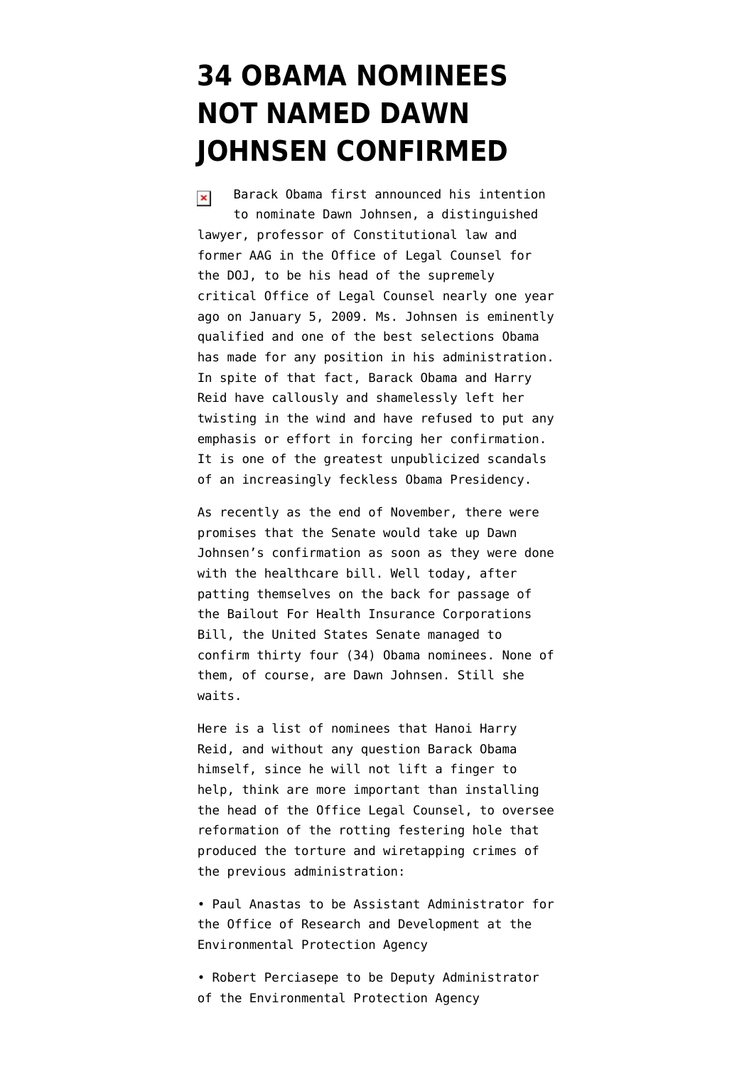# 34 OBAMA NOMINEES NOT NAMED DAWN JOHNSEN CONFIRMED

Barack Obama first announced his intention to nominate Dawn Johnsen, a distinguished lawyer, professor of Constitutional law and former AAG in the Office of Legal Counsel for the DOJ, to be his head of the supremely critical Office of Legal Counsel nearly one year ago on January 5, 2009. Ms. Johnsen is eminently qualified and one of the best selections Obama has made for any position in his administration. In spite of that fact, Barack Obama and Harry Reid have callously and shamelessly left her twisting in the wind and have refused to put any emphasis or effort in forcing her confirmation. It is one of the greatest unpublicized scandals of an increasingly feckless Obama Presidency.

As recently as the end of November, there were promises that the Senate would take up Dawn Johnsen's confirmation as soon as they were done with the healthcare bill. Well today, after patting themselves on the back for passage of the Bailout For Health Insurance Corporations Bill, the United States Senate managed to confirm thirty four (34) Obama nominees. None of them, of course, are Dawn Johnsen. Still she waits.

Here is a list of nominees that Hanoi Harry Reid, and without any question Barack Obama himself, since he will not lift a finger to help, think are more important than installing the head of the Office Legal Counsel, to oversee reformation of the rotting festering hole that produced the torture and wiretapping crimes of the previous administration:

• Paul Anastas to be Assistant Administrator for the Office of Research and Development at the Environmental Protection Agency

• Robert Perciasepe to be Deputy Administrator of the Environmental Protection Agency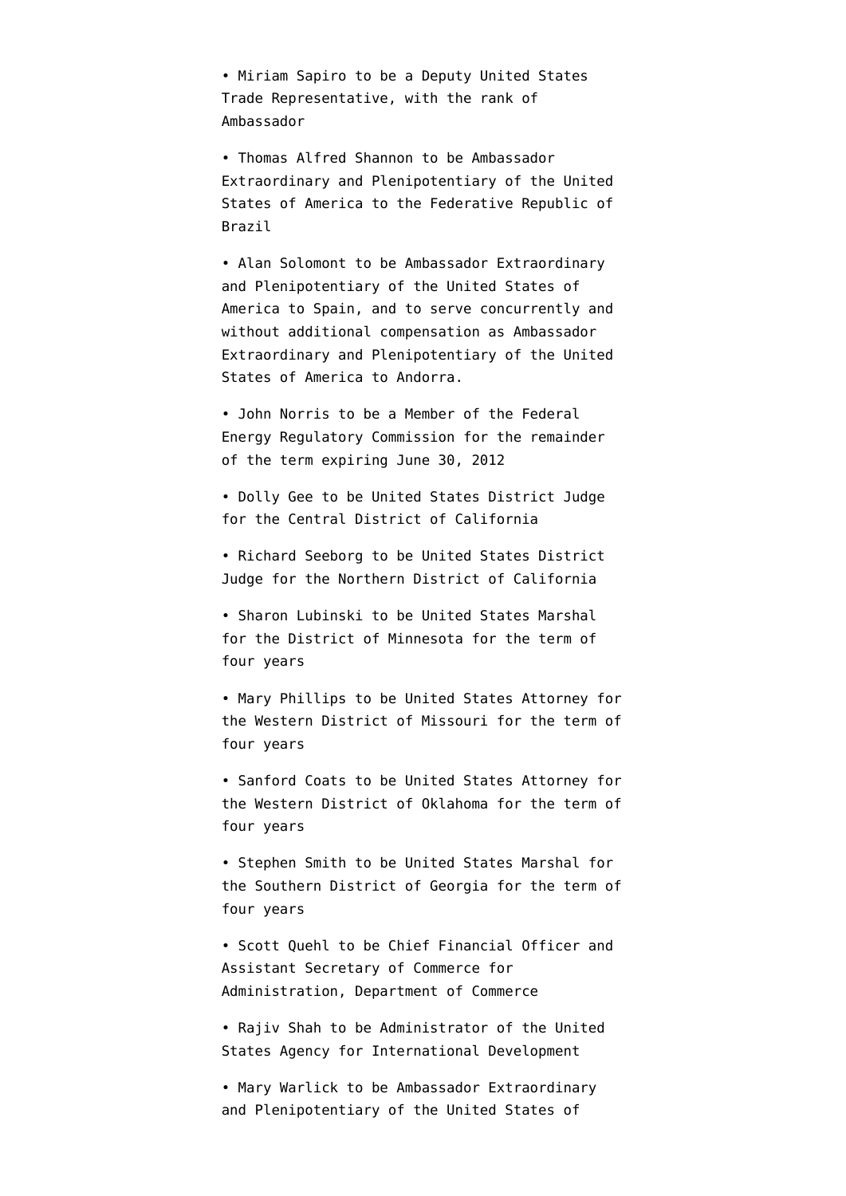- Miriam Sapiro to be a Deputy United States Trade Representative, with the rank of Ambassador

- Thomas Alfred Shannon to be Ambassador Extraordinary and Plenipotentiary of the United States of America to the Federative Republic of Brazil

- Alan Solomont to be Ambassador Extraordinary and Plenipotentiary of the United States of America to Spain, and to serve concurrently and without additional compensation as Ambassador Extraordinary and Plenipotentiary of the United States of America to Andorra.

- John Norris to be a Member of the Federal Energy Regulatory Commission for the remainder of the term expiring June 30, 2012

- Dolly Gee to be United States District Judge for the Central District of California

- Richard Seeborg to be United States District Judge for the Northern District of California

- Sharon Lubinski to be United States Marshal for the District of Minnesota for the term of four years

- Mary Phillips to be United States Attorney for the Western District of Missouri for the term of four years

- Sanford Coats to be United States Attorney for the Western District of Oklahoma for the term of four years

- Stephen Smith to be United States Marshal for the Southern District of Georgia for the term of four years

- Scott Quehl to be Chief Financial Officer and Assistant Secretary of Commerce for Administration, Department of Commerce

- Rajiv Shah to be Administrator of the United States Agency for International Development

- Mary Warlick to be Ambassador Extraordinary and Plenipotentiary of the United States of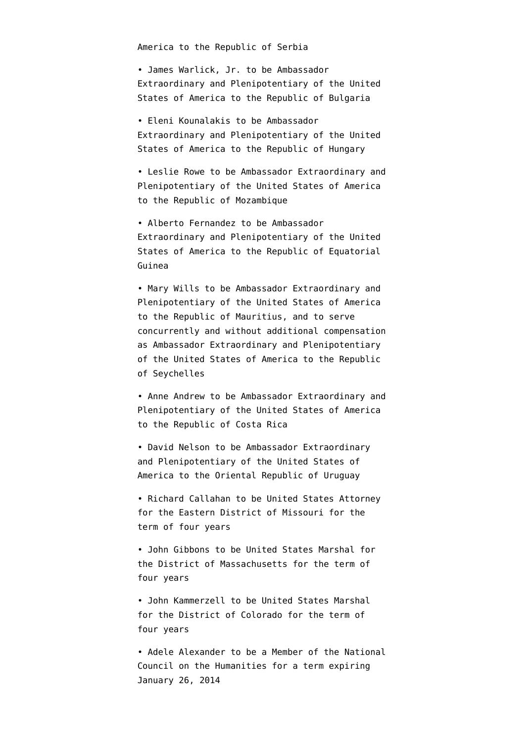America to the Republic of Serbia

- James Warlick, Jr. to be Ambassador Extraordinary and Plenipotentiary of the United States of America to the Republic of Bulgaria
- Eleni Kounalakis to be Ambassador Extraordinary and Plenipotentiary of the United States of America to the Republic of Hungary
- Leslie Rowe to be Ambassador Extraordinary and Plenipotentiary of the United States of America to the Republic of Mozambique
- Alberto Fernandez to be Ambassador Extraordinary and Plenipotentiary of the United States of America to the Republic of Equatorial Guinea
- Mary Wills to be Ambassador Extraordinary and Plenipotentiary of the United States of America to the Republic of Mauritius, and to serve concurrently and without additional compensation as Ambassador Extraordinary and Plenipotentiary of the United States of America to the Republic of Seychelles
- Anne Andrew to be Ambassador Extraordinary and Plenipotentiary of the United States of America to the Republic of Costa Rica
- David Nelson to be Ambassador Extraordinary and Plenipotentiary of the United States of America to the Oriental Republic of Uruguay
- Richard Callahan to be United States Attorney for the Eastern District of Missouri for the term of four years
- John Gibbons to be United States Marshal for the District of Massachusetts for the term of four years
- John Kammerzell to be United States Marshal for the District of Colorado for the term of four years
- Adele Alexander to be a Member of the National Council on the Humanities for a term expiring January 26, 2014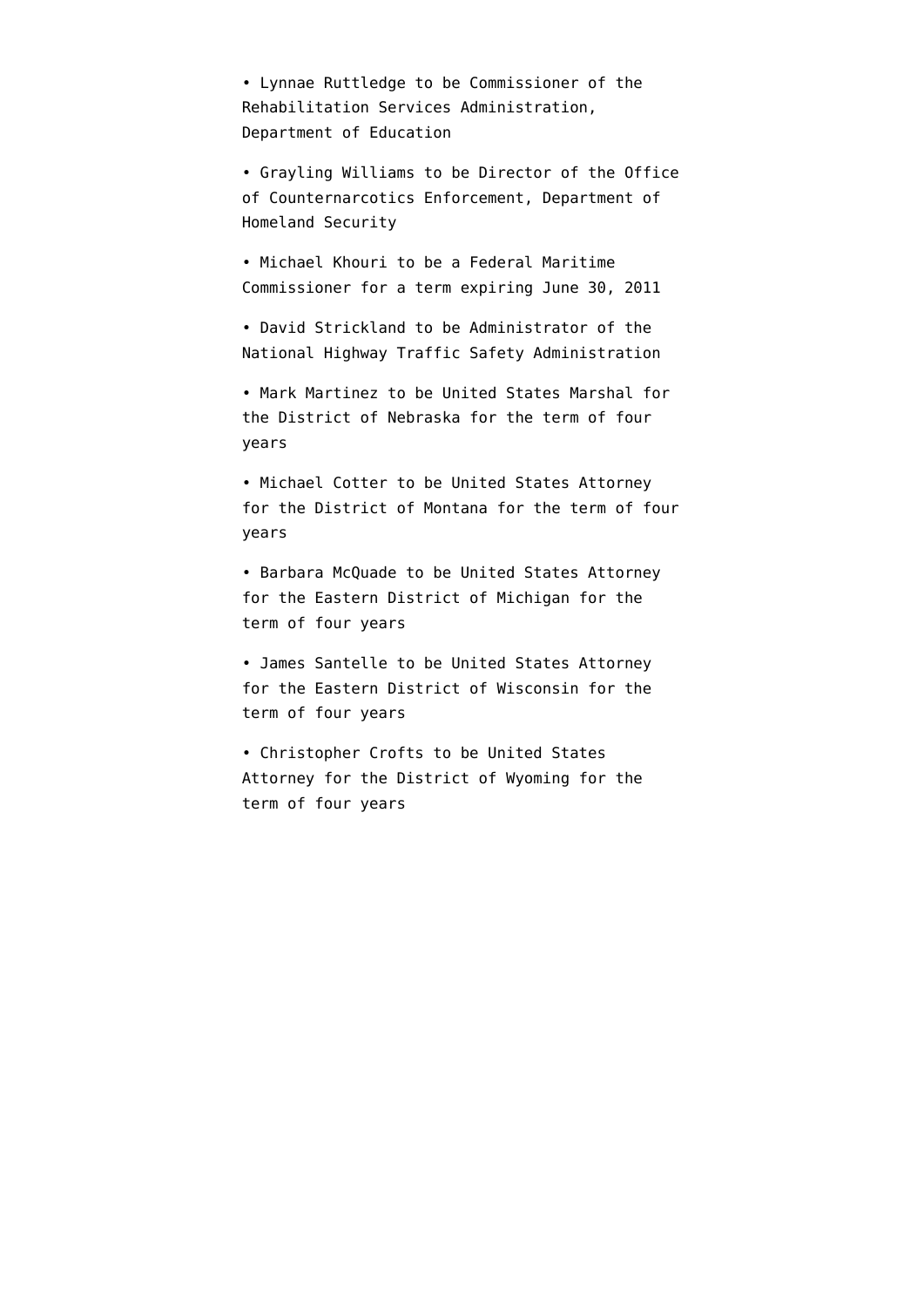- Lynnae Ruttledge to be Commissioner of the Rehabilitation Services Administration, Department of Education

- Grayling Williams to be Director of the Office of Counternarcotics Enforcement, Department of Homeland Security

- Michael Khouri to be a Federal Maritime Commissioner for a term expiring June 30, 2011

- David Strickland to be Administrator of the National Highway Traffic Safety Administration

- Mark Martinez to be United States Marshal for the District of Nebraska for the term of four years

- Michael Cotter to be United States Attorney for the District of Montana for the term of four years

- Barbara McQuade to be United States Attorney for the Eastern District of Michigan for the term of four years

- James Santelle to be United States Attorney for the Eastern District of Wisconsin for the term of four years

- Christopher Crofts to be United States Attorney for the District of Wyoming for the term of four years